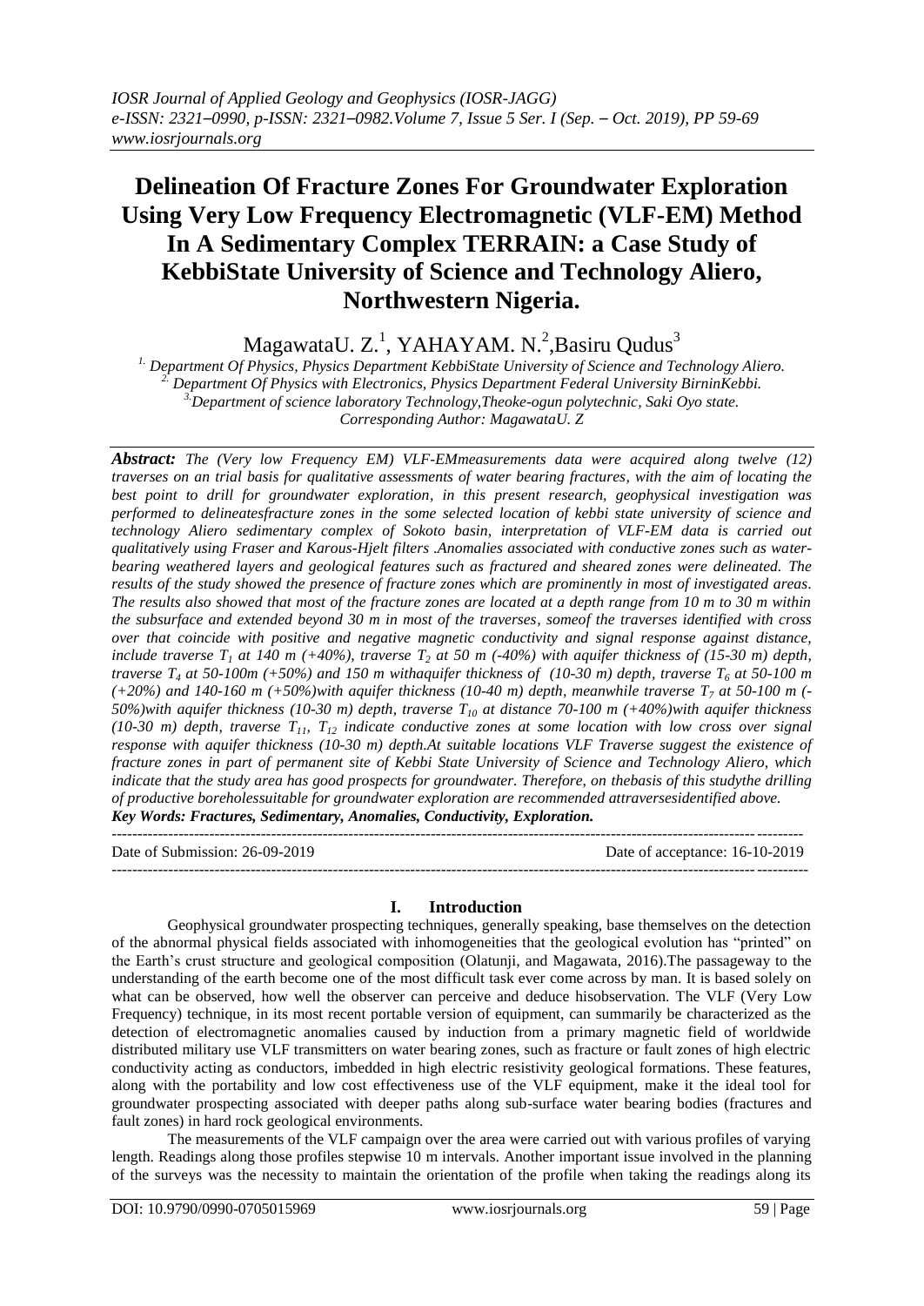# Delineation Of Fracture Zones For Groundwater Exploration Using Very Low Frequency Electromagnetic (VLF-EM) Method In A Sedimentary Complex TERRAIN: a Case Study of KebbiState University of Science and Technology Aliero, Northwestern Nigeria.

MagawataU. Z.[1], YAHAYAM. N.[2],Basiru Qudus[3]

[1.] Department Of Physics, Physics Department KebbiState University of Science and Technology Aliero.
[2.] Department Of Physics with Electronics, Physics Department Federal University BirninKebbi.
[3.]Department of science laboratory Technology,Theoke-ogun polytechnic, Saki Oyo state.
Corresponding Author: MagawataU. Z

***Abstract:*** *The (Very low Frequency EM) VLF-EMmeasurements data were acquired along twelve (12) traverses on an trial basis for qualitative assessments of water bearing fractures, with the aim of locating the best point to drill for groundwater exploration, in this present research, geophysical investigation was performed to delineatesfracture zones in the some selected location of kebbi state university of science and technology Aliero sedimentary complex of Sokoto basin, interpretation of VLF-EM data is carried out qualitatively using Fraser and Karous-Hjelt filters .Anomalies associated with conductive zones such as water-bearing weathered layers and geological features such as fractured and sheared zones were delineated. The results of the study showed the presence of fracture zones which are prominently in most of investigated areas. The results also showed that most of the fracture zones are located at a depth range from 10 m to 30 m within the subsurface and extended beyond 30 m in most of the traverses, someof the traverses identified with cross over that coincide with positive and negative magnetic conductivity and signal response against distance, include traverse $T_1$ at 140 m (+40%), traverse $T_2$ at 50 m (-40%) with aquifer thickness of (15-30 m) depth, traverse $T_4$ at 50-100m (+50%) and 150 m withaquifer thickness of (10-30 m) depth, traverse $T_6$ at 50-100 m (+20%) and 140-160 m (+50%)with aquifer thickness (10-40 m) depth, meanwhile traverse $T_7$ at 50-100 m (-50%)with aquifer thickness (10-30 m) depth, traverse $T_{10}$ at distance 70-100 m (+40%)with aquifer thickness (10-30 m) depth, traverse $T_{11}$, $T_{12}$ indicate conductive zones at some location with low cross over signal response with aquifer thickness (10-30 m) depth.At suitable locations VLF Traverse suggest the existence of fracture zones in part of permanent site of Kebbi State University of Science and Technology Aliero, which indicate that the study area has good prospects for groundwater. Therefore, on thebasis of this studythe drilling of productive boreholessuitable for groundwater exploration are recommended attraversesidentified above.*

***Key Words: Fractures, Sedimentary, Anomalies, Conductivity, Exploration.***

---

Date of Submission: 26-09-2019 | Date of acceptance: 16-10-2019

---

## I. Introduction

Geophysical groundwater prospecting techniques, generally speaking, base themselves on the detection of the abnormal physical fields associated with inhomogeneities that the geological evolution has "printed" on the Earth's crust structure and geological composition (Olatunji, and Magawata, 2016).The passageway to the understanding of the earth become one of the most difficult task ever come across by man. It is based solely on what can be observed, how well the observer can perceive and deduce hisobservation. The VLF (Very Low Frequency) technique, in its most recent portable version of equipment, can summarily be characterized as the detection of electromagnetic anomalies caused by induction from a primary magnetic field of worldwide distributed military use VLF transmitters on water bearing zones, such as fracture or fault zones of high electric conductivity acting as conductors, imbedded in high electric resistivity geological formations. These features, along with the portability and low cost effectiveness use of the VLF equipment, make it the ideal tool for groundwater prospecting associated with deeper paths along sub-surface water bearing bodies (fractures and fault zones) in hard rock geological environments.

The measurements of the VLF campaign over the area were carried out with various profiles of varying length. Readings along those profiles stepwise 10 m intervals. Another important issue involved in the planning of the surveys was the necessity to maintain the orientation of the profile when taking the readings along its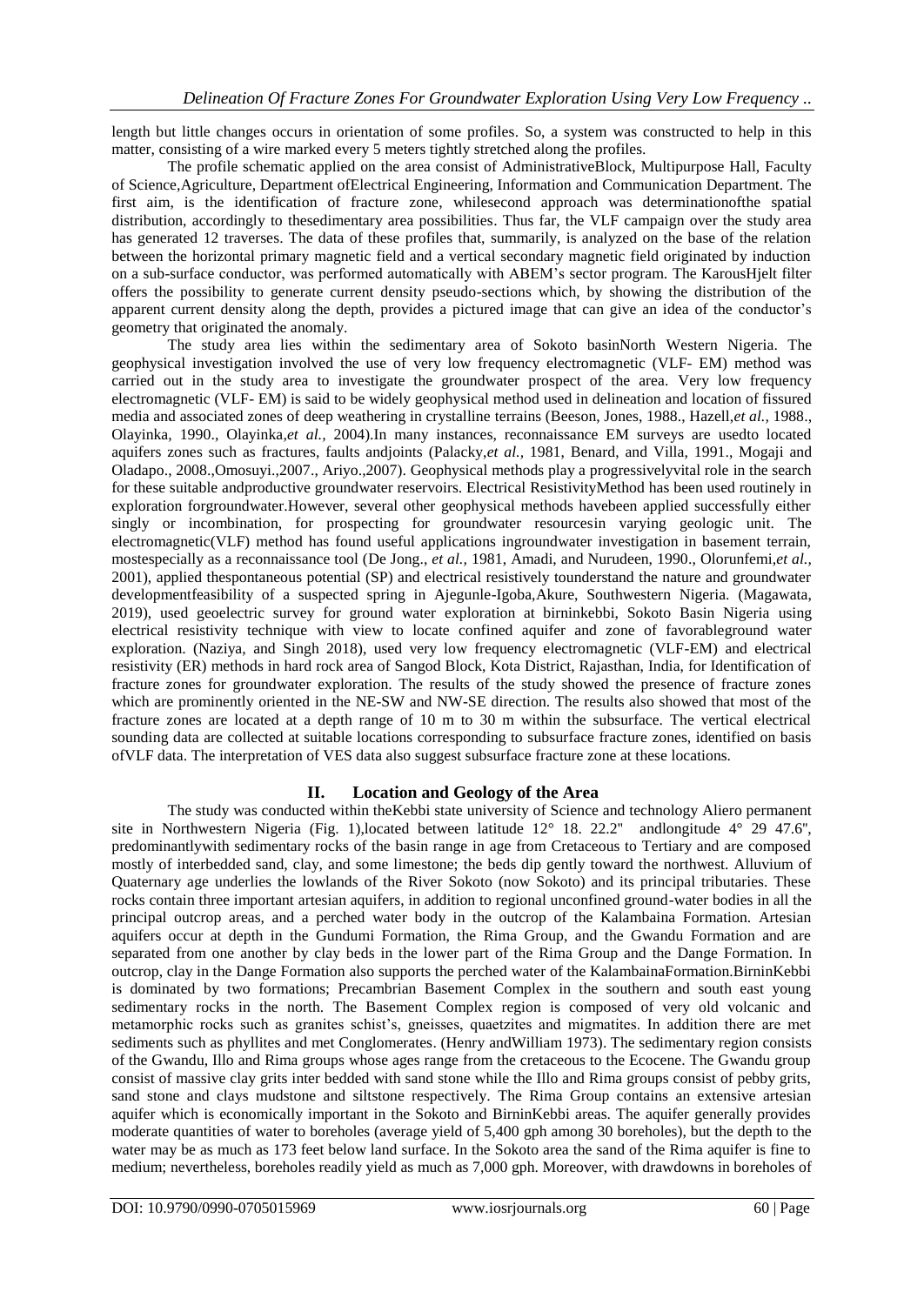length but little changes occurs in orientation of some profiles. So, a system was constructed to help in this matter, consisting of a wire marked every 5 meters tightly stretched along the profiles.

The profile schematic applied on the area consist of AdministrativeBlock, Multipurpose Hall, Faculty of Science,Agriculture, Department ofElectrical Engineering, Information and Communication Department. The first aim, is the identification of fracture zone, whilesecond approach was determinationofthe spatial distribution, accordingly to thesedimentary area possibilities. Thus far, the VLF campaign over the study area has generated 12 traverses. The data of these profiles that, summarily, is analyzed on the base of the relation between the horizontal primary magnetic field and a vertical secondary magnetic field originated by induction on a sub-surface conductor, was performed automatically with ABEM's sector program. The KarousHjelt filter offers the possibility to generate current density pseudo-sections which, by showing the distribution of the apparent current density along the depth, provides a pictured image that can give an idea of the conductor's geometry that originated the anomaly.

The study area lies within the sedimentary area of Sokoto basinNorth Western Nigeria. The geophysical investigation involved the use of very low frequency electromagnetic (VLF- EM) method was carried out in the study area to investigate the groundwater prospect of the area. Very low frequency electromagnetic (VLF- EM) is said to be widely geophysical method used in delineation and location of fissured media and associated zones of deep weathering in crystalline terrains (Beeson, Jones, 1988., Hazell,*et al.,* 1988., Olayinka, 1990., Olayinka,*et al.,* 2004).In many instances, reconnaissance EM surveys are usedto located aquifers zones such as fractures, faults andjoints (Palacky,*et al.,* 1981, Benard, and Villa, 1991., Mogaji and Oladapo., 2008.,Omosuyi.,2007., Ariyo.,2007). Geophysical methods play a progressivelyvital role in the search for these suitable andproductive groundwater reservoirs. Electrical ResistivityMethod has been used routinely in exploration forgroundwater.However, several other geophysical methods havebeen applied successfully either singly or incombination, for prospecting for groundwater resourcesin varying geologic unit. The electromagnetic(VLF) method has found useful applications ingroundwater investigation in basement terrain, mostespecially as a reconnaissance tool (De Jong., *et al.,* 1981, Amadi, and Nurudeen, 1990., Olorunfemi,*et al.,* 2001), applied thespontaneous potential (SP) and electrical resistively tounderstand the nature and groundwater developmentfeasibility of a suspected spring in Ajegunle-Igoba,Akure, Southwestern Nigeria. (Magawata, 2019), used geoelectric survey for ground water exploration at birninkebbi, Sokoto Basin Nigeria using electrical resistivity technique with view to locate confined aquifer and zone of favorableground water exploration. (Naziya, and Singh 2018), used very low frequency electromagnetic (VLF-EM) and electrical resistivity (ER) methods in hard rock area of Sangod Block, Kota District, Rajasthan, India, for Identification of fracture zones for groundwater exploration. The results of the study showed the presence of fracture zones which are prominently oriented in the NE-SW and NW-SE direction. The results also showed that most of the fracture zones are located at a depth range of 10 m to 30 m within the subsurface. The vertical electrical sounding data are collected at suitable locations corresponding to subsurface fracture zones, identified on basis ofVLF data. The interpretation of VES data also suggest subsurface fracture zone at these locations.

## II. Location and Geology of the Area

The study was conducted within theKebbi state university of Science and technology Aliero permanent site in Northwestern Nigeria (Fig. 1),located between latitude 12° 18. 22.2'' andlongitude 4° 29 47.6'', predominantlywith sedimentary rocks of the basin range in age from Cretaceous to Tertiary and are composed mostly of interbedded sand, clay, and some limestone; the beds dip gently toward the northwest. Alluvium of Quaternary age underlies the lowlands of the River Sokoto (now Sokoto) and its principal tributaries. These rocks contain three important artesian aquifers, in addition to regional unconfined ground-water bodies in all the principal outcrop areas, and a perched water body in the outcrop of the Kalambaina Formation. Artesian aquifers occur at depth in the Gundumi Formation, the Rima Group, and the Gwandu Formation and are separated from one another by clay beds in the lower part of the Rima Group and the Dange Formation. In outcrop, clay in the Dange Formation also supports the perched water of the KalambainaFormation.BirninKebbi is dominated by two formations; Precambrian Basement Complex in the southern and south east young sedimentary rocks in the north. The Basement Complex region is composed of very old volcanic and metamorphic rocks such as granites schist's, gneisses, quaetzites and migmatites. In addition there are met sediments such as phyllites and met Conglomerates. (Henry andWilliam 1973). The sedimentary region consists of the Gwandu, Illo and Rima groups whose ages range from the cretaceous to the Ecocene. The Gwandu group consist of massive clay grits inter bedded with sand stone while the Illo and Rima groups consist of pebby grits, sand stone and clays mudstone and siltstone respectively. The Rima Group contains an extensive artesian aquifer which is economically important in the Sokoto and BirninKebbi areas. The aquifer generally provides moderate quantities of water to boreholes (average yield of 5,400 gph among 30 boreholes), but the depth to the water may be as much as 173 feet below land surface. In the Sokoto area the sand of the Rima aquifer is fine to medium; nevertheless, boreholes readily yield as much as 7,000 gph. Moreover, with drawdowns in boreholes of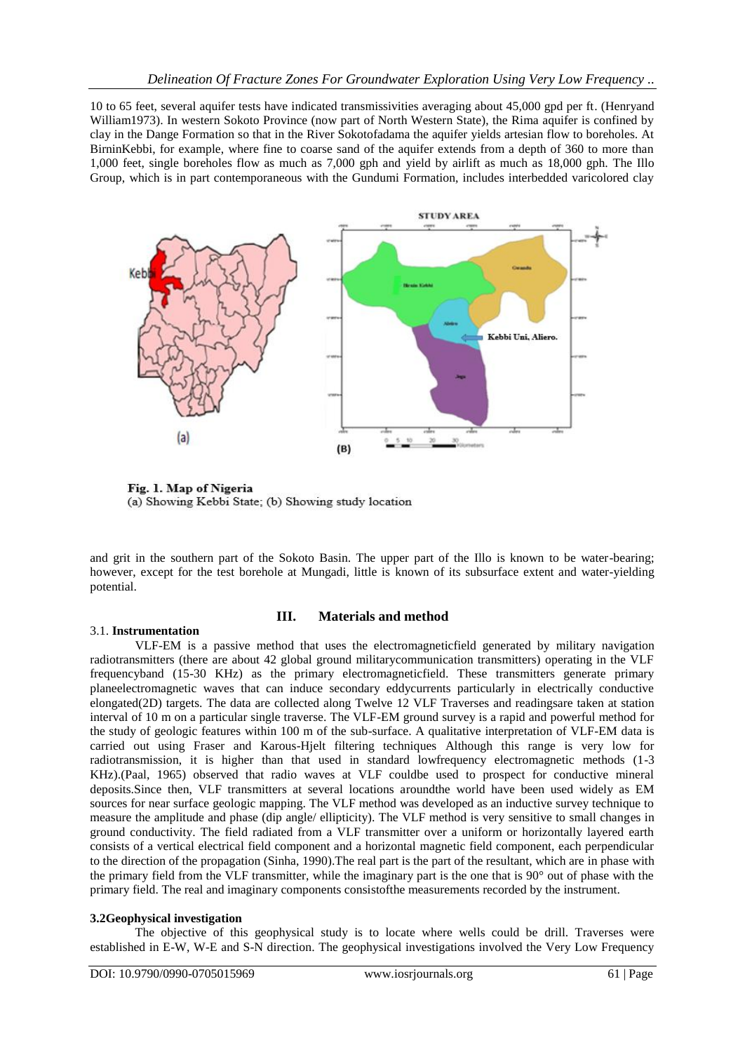10 to 65 feet, several aquifer tests have indicated transmissivities averaging about 45,000 gpd per ft. (Henryand William1973). In western Sokoto Province (now part of North Western State), the Rima aquifer is confined by clay in the Dange Formation so that in the River Sokotofadama the aquifer yields artesian flow to boreholes. At BirninKebbi, for example, where fine to coarse sand of the aquifer extends from a depth of 360 to more than 1,000 feet, single boreholes flow as much as 7,000 gph and yield by airlift as much as 18,000 gph. The Illo Group, which is in part contemporaneous with the Gundumi Formation, includes interbedded varicolored clay

**Fig. 1. Map of Nigeria**
(a) Showing Kebbi State; (b) Showing study location

and grit in the southern part of the Sokoto Basin. The upper part of the Illo is known to be water-bearing; however, except for the test borehole at Mungadi, little is known of its subsurface extent and water-yielding potential.

## III. Materials and method

### 3.1. Instrumentation

VLF-EM is a passive method that uses the electromagneticfield generated by military navigation radiotransmitters (there are about 42 global ground militarycommunication transmitters) operating in the VLF frequencyband (15-30 KHz) as the primary electromagneticfield. These transmitters generate primary planeelectromagnetic waves that can induce secondary eddycurrents particularly in electrically conductive elongated(2D) targets. The data are collected along Twelve 12 VLF Traverses and readingsare taken at station interval of 10 m on a particular single traverse. The VLF-EM ground survey is a rapid and powerful method for the study of geologic features within 100 m of the sub-surface. A qualitative interpretation of VLF-EM data is carried out using Fraser and Karous-Hjelt filtering techniques Although this range is very low for radiotransmission, it is higher than that used in standard lowfrequency electromagnetic methods (1-3 KHz).(Paal, 1965) observed that radio waves at VLF couldbe used to prospect for conductive mineral deposits.Since then, VLF transmitters at several locations aroundthe world have been used widely as EM sources for near surface geologic mapping. The VLF method was developed as an inductive survey technique to measure the amplitude and phase (dip angle/ ellipticity). The VLF method is very sensitive to small changes in ground conductivity. The field radiated from a VLF transmitter over a uniform or horizontally layered earth consists of a vertical electrical field component and a horizontal magnetic field component, each perpendicular to the direction of the propagation (Sinha, 1990).The real part is the part of the resultant, which are in phase with the primary field from the VLF transmitter, while the imaginary part is the one that is 90° out of phase with the primary field. The real and imaginary components consistofthe measurements recorded by the instrument.

### 3.2Geophysical investigation

The objective of this geophysical study is to locate where wells could be drill. Traverses were established in E-W, W-E and S-N direction. The geophysical investigations involved the Very Low Frequency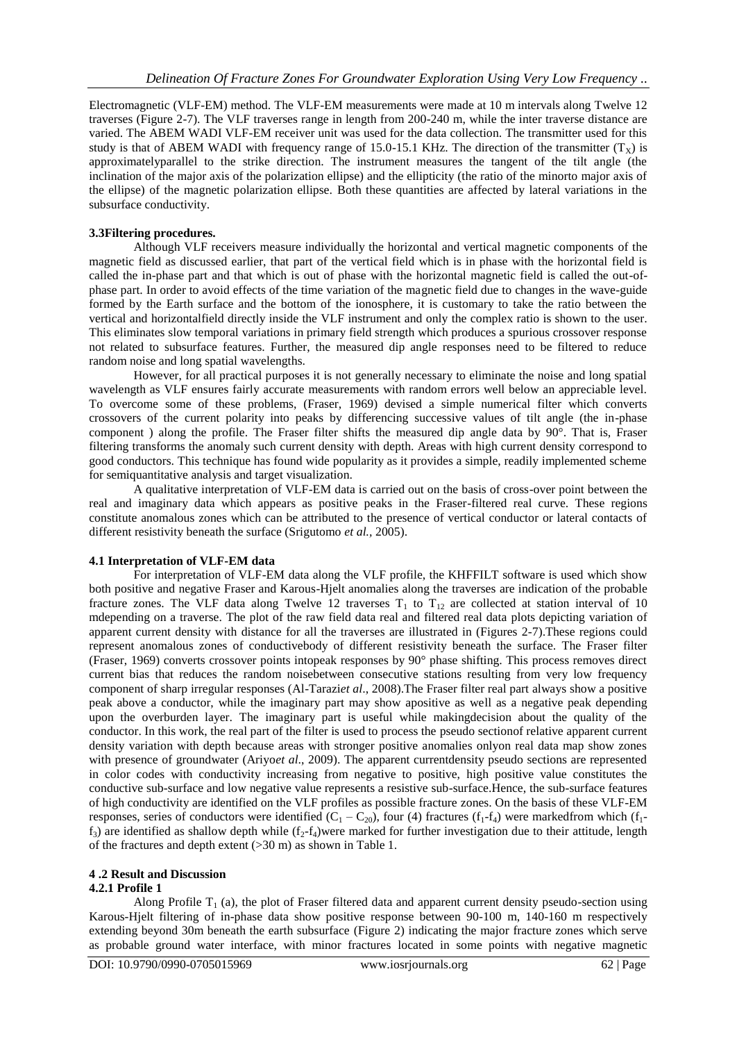Electromagnetic (VLF-EM) method. The VLF-EM measurements were made at 10 m intervals along Twelve 12 traverses (Figure 2-7). The VLF traverses range in length from 200-240 m, while the inter traverse distance are varied. The ABEM WADI VLF-EM receiver unit was used for the data collection. The transmitter used for this study is that of ABEM WADI with frequency range of 15.0-15.1 KHz. The direction of the transmitter ($T_X$) is approximatelyparallel to the strike direction. The instrument measures the tangent of the tilt angle (the inclination of the major axis of the polarization ellipse) and the ellipticity (the ratio of the minorto major axis of the ellipse) of the magnetic polarization ellipse. Both these quantities are affected by lateral variations in the subsurface conductivity.

### 3.3Filtering procedures.

Although VLF receivers measure individually the horizontal and vertical magnetic components of the magnetic field as discussed earlier, that part of the vertical field which is in phase with the horizontal field is called the in-phase part and that which is out of phase with the horizontal magnetic field is called the out-of-phase part. In order to avoid effects of the time variation of the magnetic field due to changes in the wave-guide formed by the Earth surface and the bottom of the ionosphere, it is customary to take the ratio between the vertical and horizontalfield directly inside the VLF instrument and only the complex ratio is shown to the user. This eliminates slow temporal variations in primary field strength which produces a spurious crossover response not related to subsurface features. Further, the measured dip angle responses need to be filtered to reduce random noise and long spatial wavelengths.

However, for all practical purposes it is not generally necessary to eliminate the noise and long spatial wavelength as VLF ensures fairly accurate measurements with random errors well below an appreciable level. To overcome some of these problems, (Fraser, 1969) devised a simple numerical filter which converts crossovers of the current polarity into peaks by differencing successive values of tilt angle (the in-phase component ) along the profile. The Fraser filter shifts the measured dip angle data by 90°. That is, Fraser filtering transforms the anomaly such current density with depth. Areas with high current density correspond to good conductors. This technique has found wide popularity as it provides a simple, readily implemented scheme for semiquantitative analysis and target visualization.

A qualitative interpretation of VLF-EM data is carried out on the basis of cross-over point between the real and imaginary data which appears as positive peaks in the Fraser-filtered real curve. These regions constitute anomalous zones which can be attributed to the presence of vertical conductor or lateral contacts of different resistivity beneath the surface (Srigutomo *et al.,* 2005).

### 4.1 Interpretation of VLF-EM data

For interpretation of VLF-EM data along the VLF profile, the KHFFILT software is used which show both positive and negative Fraser and Karous-Hjelt anomalies along the traverses are indication of the probable fracture zones. The VLF data along Twelve 12 traverses $T_1$ to $T_{12}$ are collected at station interval of 10 mdepending on a traverse. The plot of the raw field data real and filtered real data plots depicting variation of apparent current density with distance for all the traverses are illustrated in (Figures 2-7).These regions could represent anomalous zones of conductivebody of different resistivity beneath the surface. The Fraser filter (Fraser, 1969) converts crossover points intopeak responses by 90° phase shifting. This process removes direct current bias that reduces the random noisebetween consecutive stations resulting from very low frequency component of sharp irregular responses (Al-Tarazi*et al*., 2008).The Fraser filter real part always show a positive peak above a conductor, while the imaginary part may show apositive as well as a negative peak depending upon the overburden layer. The imaginary part is useful while makingdecision about the quality of the conductor. In this work, the real part of the filter is used to process the pseudo sectionof relative apparent current density variation with depth because areas with stronger positive anomalies onlyon real data map show zones with presence of groundwater (Ariyo*et al*., 2009). The apparent currentdensity pseudo sections are represented in color codes with conductivity increasing from negative to positive, high positive value constitutes the conductive sub-surface and low negative value represents a resistive sub-surface.Hence, the sub-surface features of high conductivity are identified on the VLF profiles as possible fracture zones. On the basis of these VLF-EM responses, series of conductors were identified ($C_1 – C_{20}$), four (4) fractures ($f_1$-$f_4$) were markedfrom which ($f_1$-$f_3$) are identified as shallow depth while ($f_2$-$f_4$)were marked for further investigation due to their attitude, length of the fractures and depth extent (>30 m) as shown in Table 1.

### 4 .2 Result and Discussion

#### 4.2.1 Profile 1

Along Profile $T_1$ (a), the plot of Fraser filtered data and apparent current density pseudo-section using Karous-Hjelt filtering of in-phase data show positive response between 90-100 m, 140-160 m respectively extending beyond 30m beneath the earth subsurface (Figure 2) indicating the major fracture zones which serve as probable ground water interface, with minor fractures located in some points with negative magnetic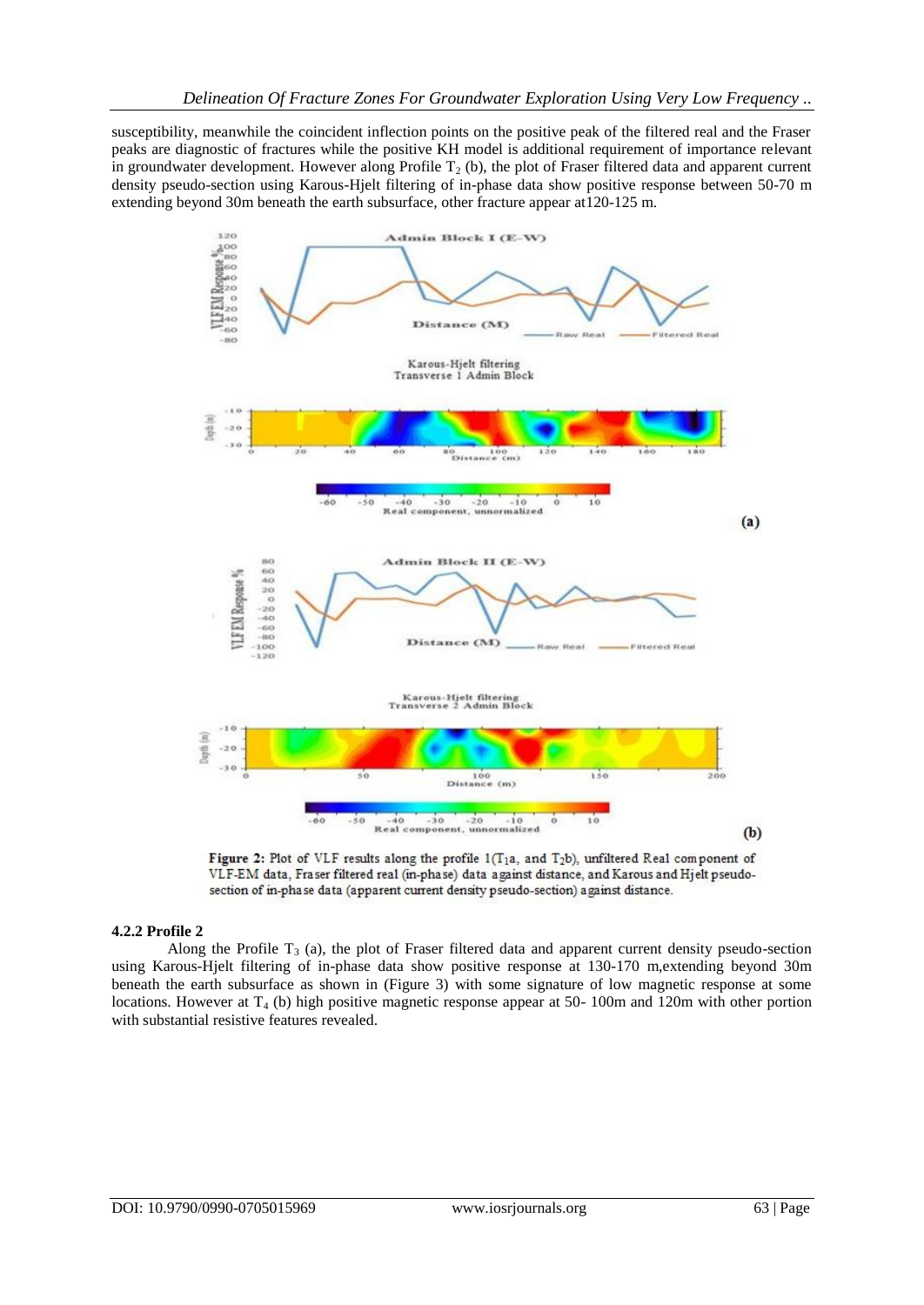susceptibility, meanwhile the coincident inflection points on the positive peak of the filtered real and the Fraser peaks are diagnostic of fractures while the positive KH model is additional requirement of importance relevant in groundwater development. However along Profile $T_2$ (b), the plot of Fraser filtered data and apparent current density pseudo-section using Karous-Hjelt filtering of in-phase data show positive response between 50-70 m extending beyond 30m beneath the earth subsurface, other fracture appear at120-125 m.

**Figure 2:** Plot of VLF results along the profile 1($T_1$a, and $T_2$b), unfiltered Real component of VLF-EM data, Fraser filtered real (in-phase) data against distance, and Karous and Hjelt pseudo-section of in-phase data (apparent current density pseudo-section) against distance.

### 4.2.2 Profile 2

Along the Profile $T_3$ (a), the plot of Fraser filtered data and apparent current density pseudo-section using Karous-Hjelt filtering of in-phase data show positive response at 130-170 m,extending beyond 30m beneath the earth subsurface as shown in (Figure 3) with some signature of low magnetic response at some locations. However at $T_4$ (b) high positive magnetic response appear at 50- 100m and 120m with other portion with substantial resistive features revealed.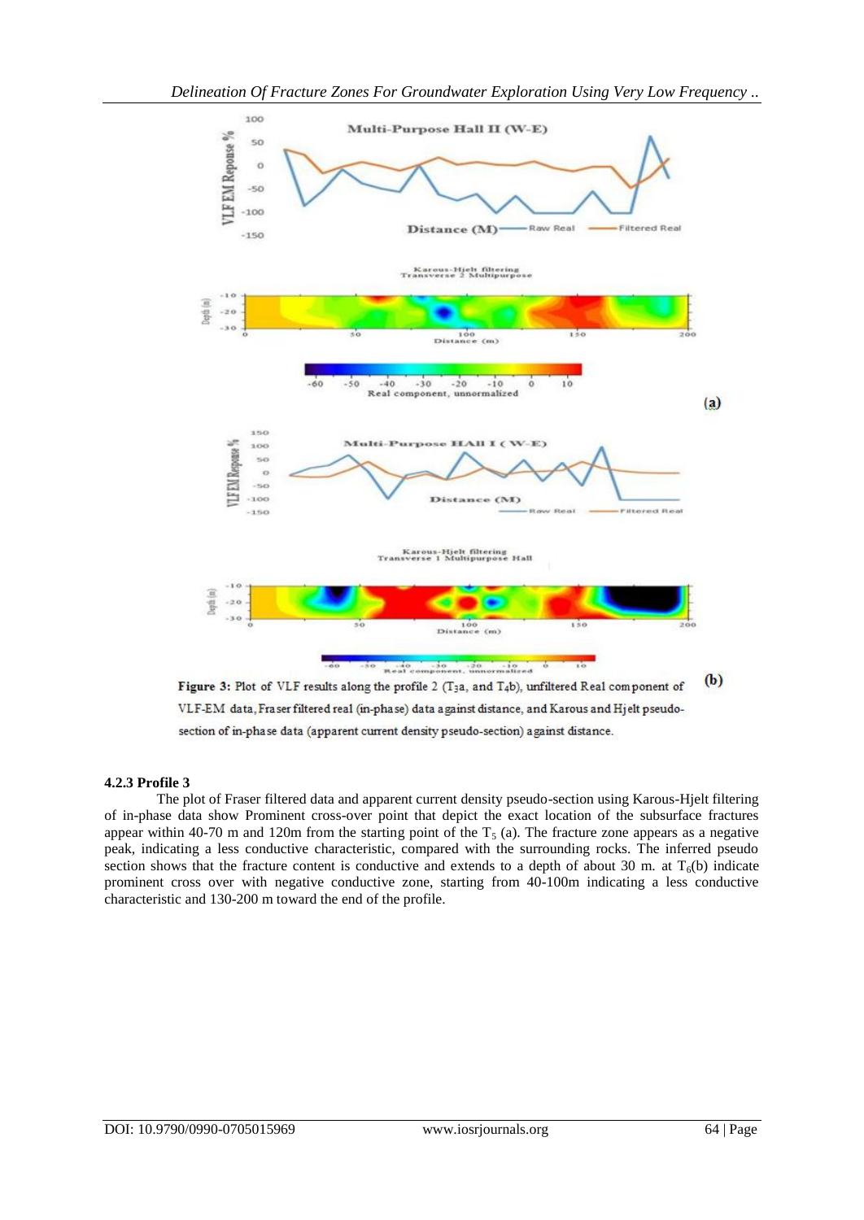Figure 3: Plot of VLF results along the profile 2 ($T_3$a, and $T_4$b), unfiltered Real component of VLF-EM data, Fraser filtered real (in-phase) data against distance, and Karous and Hjelt pseudo-section of in-phase data (apparent current density pseudo-section) against distance.

### 4.2.3 Profile 3

The plot of Fraser filtered data and apparent current density pseudo-section using Karous-Hjelt filtering of in-phase data show Prominent cross-over point that depict the exact location of the subsurface fractures appear within 40-70 m and 120m from the starting point of the $T_5$ (a). The fracture zone appears as a negative peak, indicating a less conductive characteristic, compared with the surrounding rocks. The inferred pseudo section shows that the fracture content is conductive and extends to a depth of about 30 m. at $T_6$(b) indicate prominent cross over with negative conductive zone, starting from 40-100m indicating a less conductive characteristic and 130-200 m toward the end of the profile.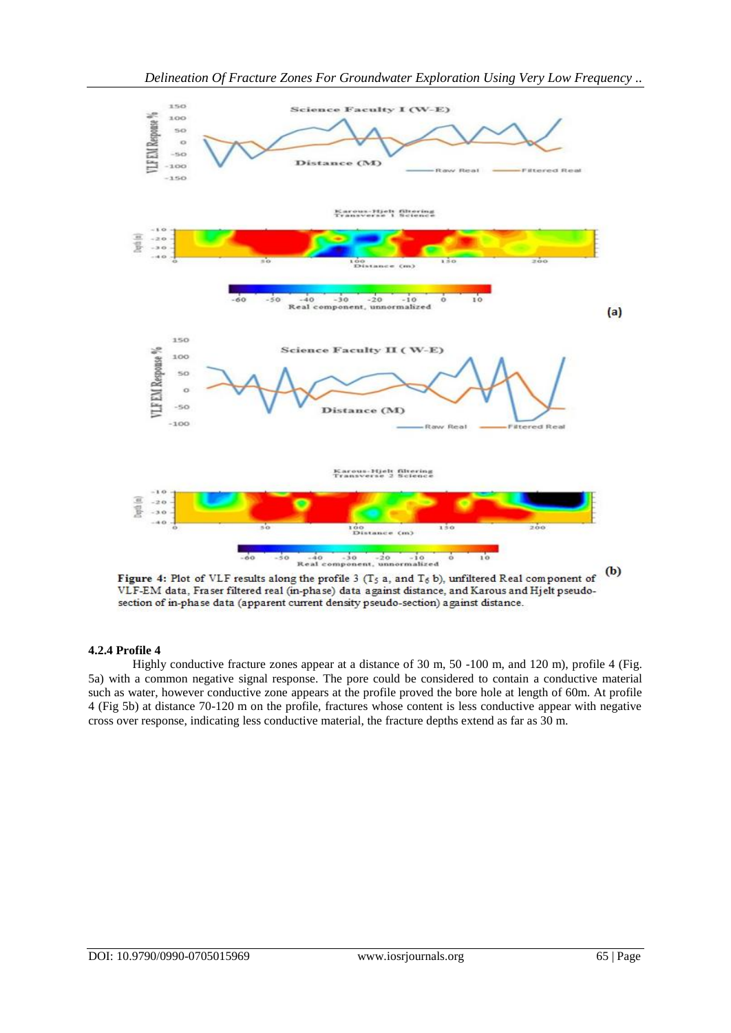**Figure 4:** Plot of VLF results along the profile 3 ($T_5$ a, and $T_6$ b), unfiltered Real component of VLF-EM data, Fraser filtered real (in-phase) data against distance, and Karous and Hjelt pseudo-section of in-phase data (apparent current density pseudo-section) against distance.

#### 4.2.4 Profile 4

Highly conductive fracture zones appear at a distance of 30 m, 50 -100 m, and 120 m), profile 4 (Fig. 5a) with a common negative signal response. The pore could be considered to contain a conductive material such as water, however conductive zone appears at the profile proved the bore hole at length of 60m. At profile 4 (Fig 5b) at distance 70-120 m on the profile, fractures whose content is less conductive appear with negative cross over response, indicating less conductive material, the fracture depths extend as far as 30 m.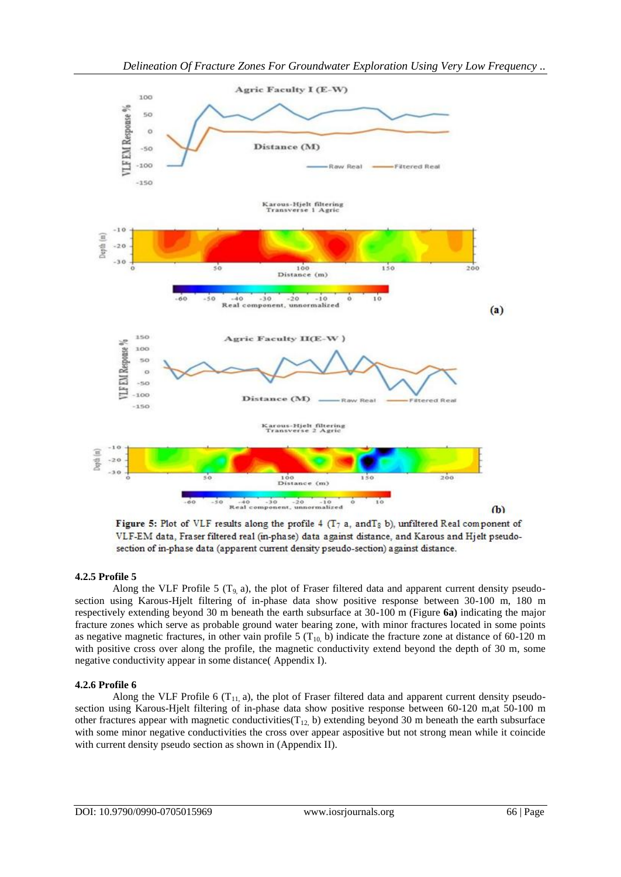Figure 5: Plot of VLF results along the profile 4 ($T_7$ a, and$T_8$ b), unfiltered Real component of VLF-EM data, Fraser filtered real (in-phase) data against distance, and Karous and Hjelt pseudo-section of in-phase data (apparent current density pseudo-section) against distance.

### 4.2.5 Profile 5

Along the VLF Profile 5 ($T_{9,}$ a), the plot of Fraser filtered data and apparent current density pseudo-section using Karous-Hjelt filtering of in-phase data show positive response between 30-100 m, 180 m respectively extending beyond 30 m beneath the earth subsurface at 30-100 m (Figure **6a)** indicating the major fracture zones which serve as probable ground water bearing zone, with minor fractures located in some points as negative magnetic fractures, in other vain profile 5 ($T_{10,}$ b) indicate the fracture zone at distance of 60-120 m with positive cross over along the profile, the magnetic conductivity extend beyond the depth of 30 m, some negative conductivity appear in some distance( Appendix I).

### 4.2.6 Profile 6

Along the VLF Profile 6 ($T_{11,}$ a), the plot of Fraser filtered data and apparent current density pseudo-section using Karous-Hjelt filtering of in-phase data show positive response between 60-120 m,at 50-100 m other fractures appear with magnetic conductivities($T_{12,}$ b) extending beyond 30 m beneath the earth subsurface with some minor negative conductivities the cross over appear aspositive but not strong mean while it coincide with current density pseudo section as shown in (Appendix II).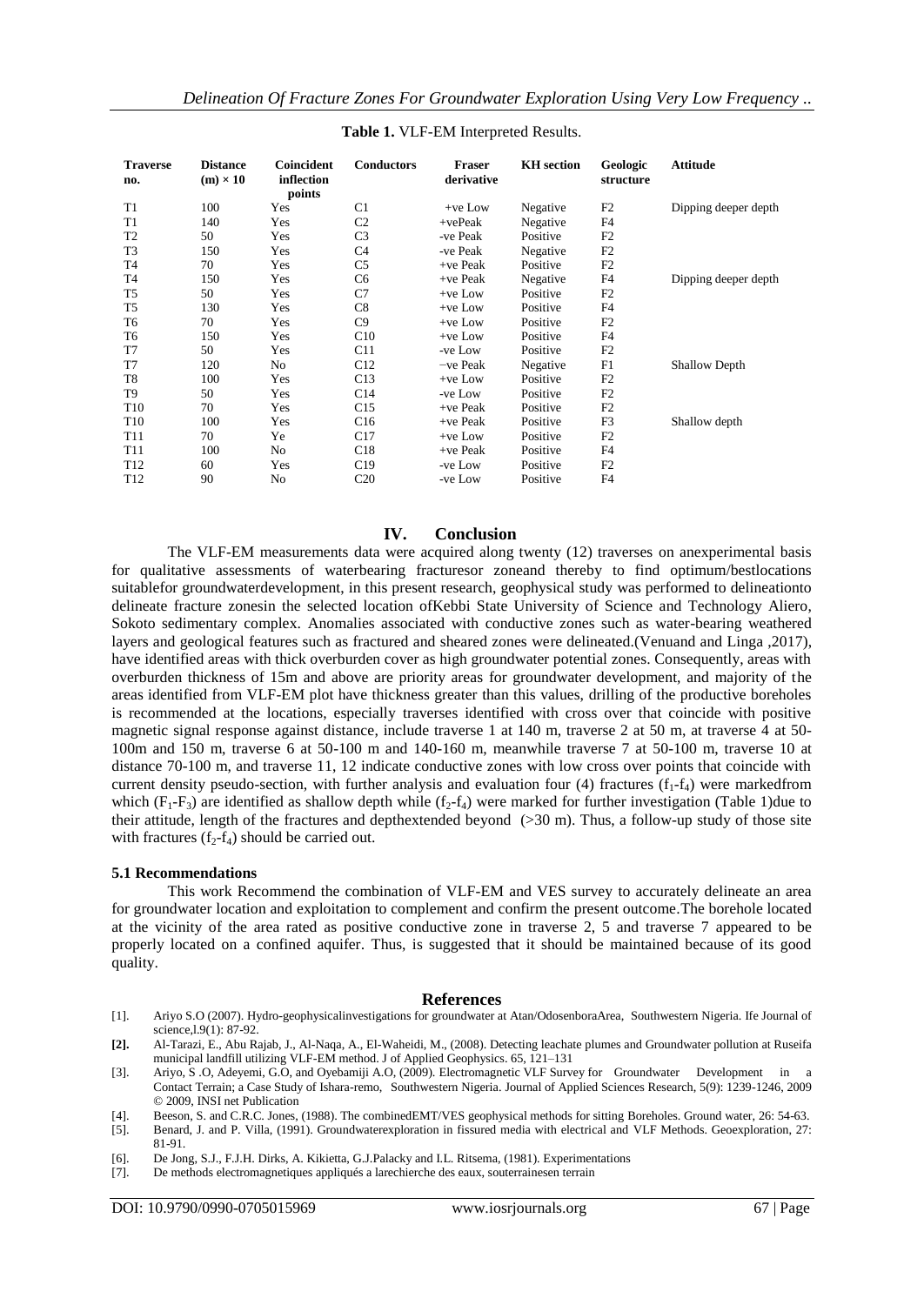**Table 1.** VLF-EM Interpreted Results.

| Traverse no. | Distance (m) × 10 | Coincident inflection points | Conductors | Fraser derivative | KH section | Geologic structure | Attitude |
|---|---|---|---|---|---|---|---|
| T1 | 100 | Yes | C1 | +ve Low | Negative | F2 | Dipping deeper depth |
| T1 | 140 | Yes | C2 | +vePeak | Negative | F4 | |
| T2 | 50 | Yes | C3 | -ve Peak | Positive | F2 | |
| T3 | 150 | Yes | C4 | -ve Peak | Negative | F2 | |
| T4 | 70 | Yes | C5 | +ve Peak | Positive | F2 | |
| T4 | 150 | Yes | C6 | +ve Peak | Negative | F4 | Dipping deeper depth |
| T5 | 50 | Yes | C7 | +ve Low | Positive | F2 | |
| T5 | 130 | Yes | C8 | +ve Low | Positive | F4 | |
| T6 | 70 | Yes | C9 | +ve Low | Positive | F2 | |
| T6 | 150 | Yes | C10 | +ve Low | Positive | F4 | |
| T7 | 50 | Yes | C11 | -ve Low | Positive | F2 | |
| T7 | 120 | No | C12 | −ve Peak | Negative | F1 | Shallow Depth |
| T8 | 100 | Yes | C13 | +ve Low | Positive | F2 | |
| T9 | 50 | Yes | C14 | -ve Low | Positive | F2 | |
| T10 | 70 | Yes | C15 | +ve Peak | Positive | F2 | |
| T10 | 100 | Yes | C16 | +ve Peak | Positive | F3 | Shallow depth |
| T11 | 70 | Ye | C17 | +ve Low | Positive | F2 | |
| T11 | 100 | No | C18 | +ve Peak | Positive | F4 | |
| T12 | 60 | Yes | C19 | -ve Low | Positive | F2 | |
| T12 | 90 | No | C20 | -ve Low | Positive | F4 | |

## IV. Conclusion

The VLF-EM measurements data were acquired along twenty (12) traverses on anexperimental basis for qualitative assessments of waterbearing fracturesor zoneand thereby to find optimum/bestlocations suitablefor groundwaterdevelopment, in this present research, geophysical study was performed to delineationto delineate fracture zonesin the selected location ofKebbi State University of Science and Technology Aliero, Sokoto sedimentary complex. Anomalies associated with conductive zones such as water-bearing weathered layers and geological features such as fractured and sheared zones were delineated.(Venuand and Linga ,2017), have identified areas with thick overburden cover as high groundwater potential zones. Consequently, areas with overburden thickness of 15m and above are priority areas for groundwater development, and majority of the areas identified from VLF-EM plot have thickness greater than this values, drilling of the productive boreholes is recommended at the locations, especially traverses identified with cross over that coincide with positive magnetic signal response against distance, include traverse 1 at 140 m, traverse 2 at 50 m, at traverse 4 at 50-100m and 150 m, traverse 6 at 50-100 m and 140-160 m, meanwhile traverse 7 at 50-100 m, traverse 10 at distance 70-100 m, and traverse 11, 12 indicate conductive zones with low cross over points that coincide with current density pseudo-section, with further analysis and evaluation four (4) fractures ($f_1$-$f_4$) were markedfrom which ($F_1$-$F_3$) are identified as shallow depth while ($f_2$-$f_4$) were marked for further investigation (Table 1)due to their attitude, length of the fractures and depthextended beyond (>30 m). Thus, a follow-up study of those site with fractures ($f_2$-$f_4$) should be carried out.

### 5.1 Recommendations

This work Recommend the combination of VLF-EM and VES survey to accurately delineate an area for groundwater location and exploitation to complement and confirm the present outcome.The borehole located at the vicinity of the area rated as positive conductive zone in traverse 2, 5 and traverse 7 appeared to be properly located on a confined aquifer. Thus, is suggested that it should be maintained because of its good quality.

## References

[1]. Ariyo S.O (2007). Hydro-geophysicalinvestigations for groundwater at Atan/OdosenboraArea, Southwestern Nigeria. Ife Journal of science,l.9(1): 87-92.

**[2].** Al-Tarazi, E., Abu Rajab, J., Al-Naqa, A., El-Waheidi, M., (2008). Detecting leachate plumes and Groundwater pollution at Ruseifa municipal landfill utilizing VLF-EM method. J of Applied Geophysics. 65, 121–131

[3]. Ariyo, S .O, Adeyemi, G.O, and Oyebamiji A.O, (2009). Electromagnetic VLF Survey for Groundwater Development in a Contact Terrain; a Case Study of Ishara-remo, Southwestern Nigeria. Journal of Applied Sciences Research, 5(9): 1239-1246, 2009 © 2009, INSI net Publication

[4]. Beeson, S. and C.R.C. Jones, (1988). The combinedEMT/VES geophysical methods for sitting Boreholes. Ground water, 26: 54-63.

[5]. Benard, J. and P. Villa, (1991). Groundwaterexploration in fissured media with electrical and VLF Methods. Geoexploration, 27: 81-91.

[6]. De Jong, S.J., F.J.H. Dirks, A. Kikietta, G.J.Palacky and I.L. Ritsema, (1981). Experimentations

[7]. De methods electromagnetiques appliqués a larechierche des eaux, souterrainesen terrain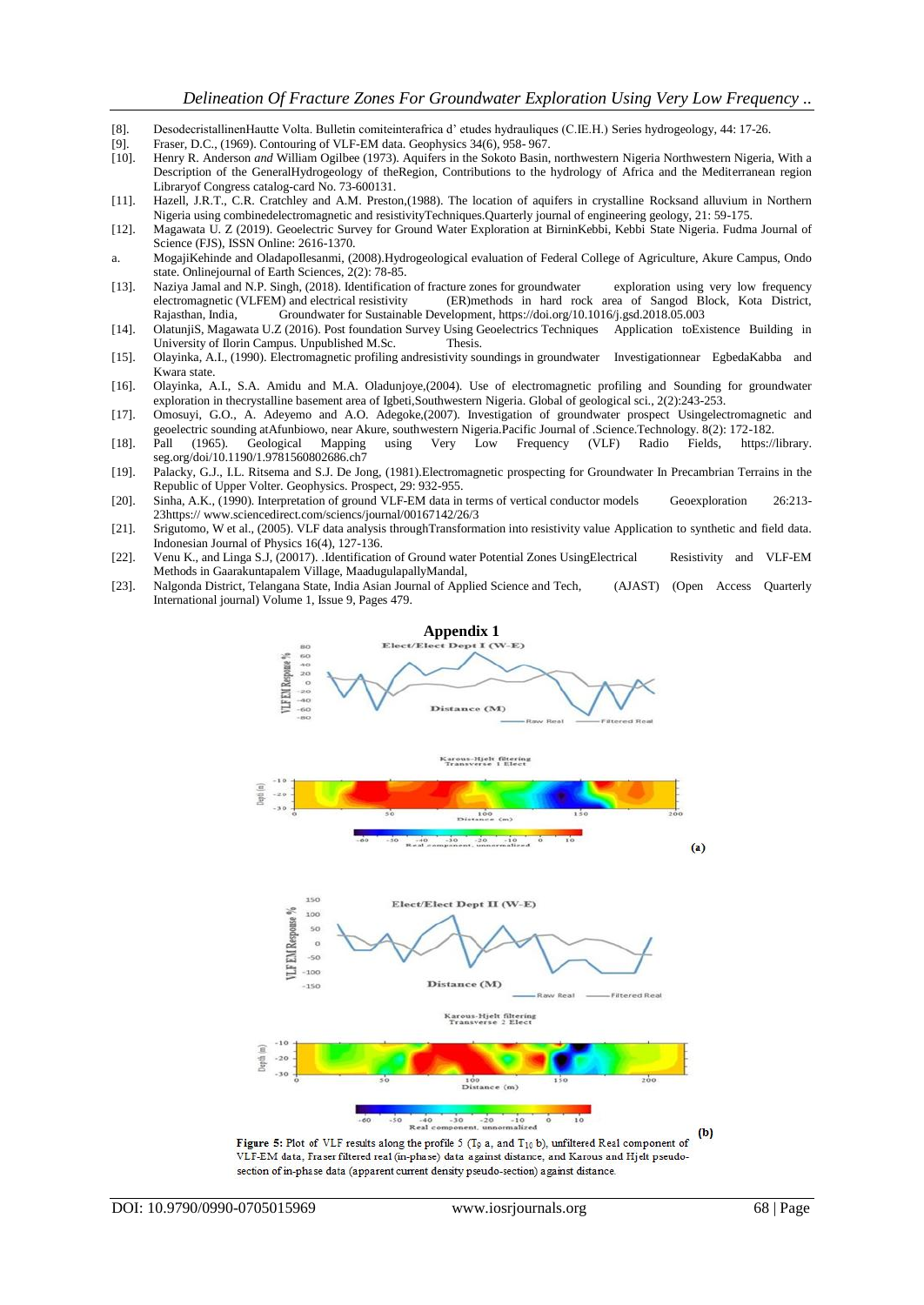[8]. DesodecristallinenHautte Volta. Bulletin comiteinterafrica d' etudes hydrauliques (C.IE.H.) Series hydrogeology, 44: 17-26.

[9]. Fraser, D.C., (1969). Contouring of VLF-EM data. Geophysics 34(6), 958- 967.

[10]. Henry R. Anderson *and* William Ogilbee (1973). Aquifers in the Sokoto Basin, northwestern Nigeria Northwestern Nigeria, With a Description of the GeneralHydrogeology of theRegion, Contributions to the hydrology of Africa and the Mediterranean region Libraryof Congress catalog-card No. 73-600131.

[11]. Hazell, J.R.T., C.R. Cratchley and A.M. Preston,(1988). The location of aquifers in crystalline Rocksand alluvium in Northern Nigeria using combinedelectromagnetic and resistivityTechniques.Quarterly journal of engineering geology, 21: 59-175.

[12]. Magawata U. Z (2019). Geoelectric Survey for Ground Water Exploration at BirninKebbi, Kebbi State Nigeria. Fudma Journal of Science (FJS), ISSN Online: 2616-1370.

a. MogajiKehinde and OladapoIlesanmi, (2008).Hydrogeological evaluation of Federal College of Agriculture, Akure Campus, Ondo state. Onlinejournal of Earth Sciences, 2(2): 78-85.

[13]. Naziya Jamal and N.P. Singh, (2018). Identification of fracture zones for groundwater exploration using very low frequency electromagnetic (VLFEM) and electrical resistivity (ER)methods in hard rock area of Sangod Block, Kota District, Rajasthan, India, Groundwater for Sustainable Development, https://doi.org/10.1016/j.gsd.2018.05.003

[14]. OlatunjiS, Magawata U.Z (2016). Post foundation Survey Using Geoelectrics Techniques Application toExistence Building in University of Ilorin Campus. Unpublished M.Sc. Thesis.

[15]. Olayinka, A.I., (1990). Electromagnetic profiling andresistivity soundings in groundwater Investigationnear EgbedaKabba and Kwara state.

[16]. Olayinka, A.I., S.A. Amidu and M.A. Oladunjoye,(2004). Use of electromagnetic profiling and Sounding for groundwater exploration in thecrystalline basement area of Igbeti,Southwestern Nigeria. Global of geological sci., 2(2):243-253.

[17]. Omosuyi, G.O., A. Adeyemo and A.O. Adegoke,(2007). Investigation of groundwater prospect Usingelectromagnetic and geoelectric sounding atAfunbiowo, near Akure, southwestern Nigeria.Pacific Journal of .Science.Technology. 8(2): 172-182.

[18]. Pall (1965). Geological Mapping using Very Low Frequency (VLF) Radio Fields, https://library.seg.org/doi/10.1190/1.9781560802686.ch7

[19]. Palacky, G.J., I.L. Ritsema and S.J. De Jong, (1981).Electromagnetic prospecting for Groundwater In Precambrian Terrains in the Republic of Upper Volter. Geophysics. Prospect, 29: 932-955.

[20]. Sinha, A.K., (1990). Interpretation of ground VLF-EM data in terms of vertical conductor models Geoexploration 26:213-23https:// www.sciencedirect.com/sciencs/journal/00167142/26/3

[21]. Srigutomo, W et al., (2005). VLF data analysis throughTransformation into resistivity value Application to synthetic and field data. Indonesian Journal of Physics 16(4), 127-136.

[22]. Venu K., and Linga S.J, (20017). .Identification of Ground water Potential Zones UsingElectrical Resistivity and VLF-EM Methods in Gaarakuntapalem Village, MaadugulapallyMandal,

[23]. Nalgonda District, Telangana State, India Asian Journal of Applied Science and Tech, (AJAST) (Open Access Quarterly International journal) Volume 1, Issue 9, Pages 479.

## Appendix 1

**Figure 5:** Plot of VLF results along the profile 5 ($T_9$ a, and $T_{10}$ b), unfiltered Real component of VLF-EM data, Fraser filtered real (in-phase) data against distance, and Karous and Hjelt pseudo-section of in-phase data (apparent current density pseudo-section) against distance.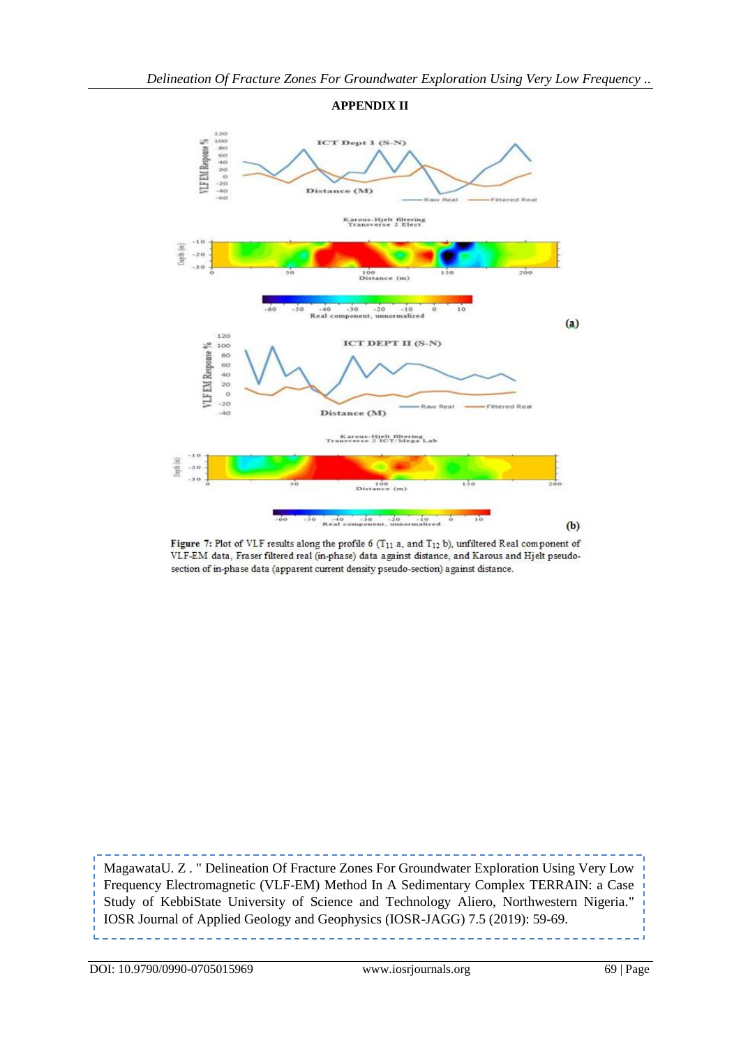**APPENDIX II**

ICT Dept 1 (S-N)

VLF EM Response %

120
100
80
60
40
20
0
-20
-40
-60

Distance (M)

Raw Real
Filtered Real

Karous-Hjelt filtering
Transverse 2 Elect

Depth (m)

-10
-20
-30

0
50
100
150
200

Distance (m)

-60 -50 -40 -30 -20 -10 0 10

Real component, unnormalized

(a)

ICT DEPT II (S-N)

VLF EM Response %

120
100
80
60
40
20
0
-20
-40

Distance (M)

Raw Real
Filtered Real

Karous-Hjelt filtering
Transverse 2 ICT/Mega Lab

Depth (m)

-10
-20
-30

0
50
100
150
200

Distance (m)

-60 -50 -40 -30 -20 -10 0 10

Real component, unnormalized

(b)

**Figure 7:** Plot of VLF results along the profile 6 ($T_{11}$ a, and $T_{12}$ b), unfiltered Real component of VLF-EM data, Fraser filtered real (in-phase) data against distance, and Karous and Hjelt pseudo-section of in-phase data (apparent current density pseudo-section) against distance.

MagawataU. Z . " Delineation Of Fracture Zones For Groundwater Exploration Using Very Low Frequency Electromagnetic (VLF-EM) Method In A Sedimentary Complex TERRAIN: a Case Study of KebbiState University of Science and Technology Aliero, Northwestern Nigeria." IOSR Journal of Applied Geology and Geophysics (IOSR-JAGG) 7.5 (2019): 59-69.